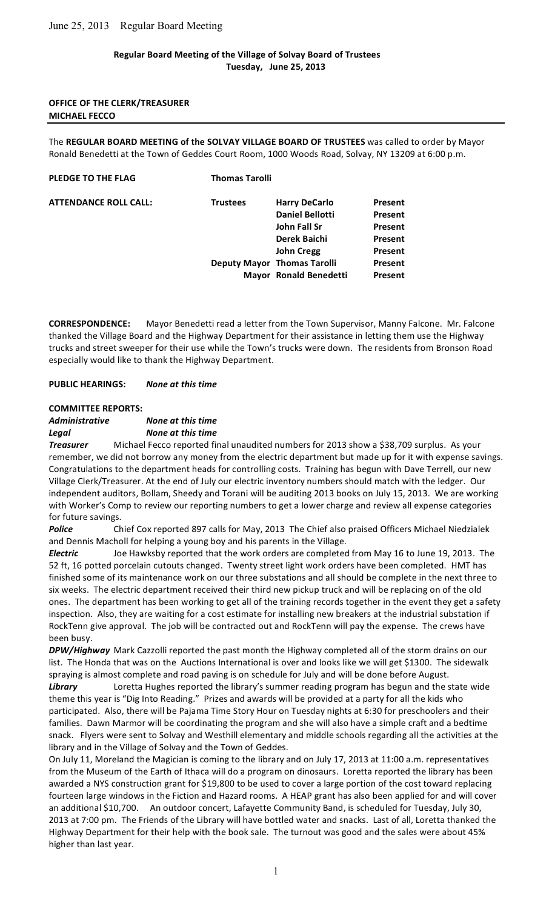**Regular Board Meeting of the Village of Solvay Board of Trustees**
**Tuesday, June 25, 2013**

**OFFICE OF THE CLERK/TREASURER**
**MICHAEL FECCO**

The **REGULAR BOARD MEETING of the SOLVAY VILLAGE BOARD OF TRUSTEES** was called to order by Mayor Ronald Benedetti at the Town of Geddes Court Room, 1000 Woods Road, Solvay, NY 13209 at 6:00 p.m.

**PLEDGE TO THE FLAG** **Thomas Tarolli**

| **ATTENDANCE ROLL CALL:** | **Trustees** | **Harry DeCarlo** | **Present** |
|---|---|---|---|
| | | **Daniel Bellotti** | **Present** |
| | | **John Fall Sr** | **Present** |
| | | **Derek Baichi** | **Present** |
| | | **John Cregg** | **Present** |
| | **Deputy Mayor** | **Thomas Tarolli** | **Present** |
| | **Mayor** | **Ronald Benedetti** | **Present** |

**CORRESPONDENCE:** Mayor Benedetti read a letter from the Town Supervisor, Manny Falcone. Mr. Falcone thanked the Village Board and the Highway Department for their assistance in letting them use the Highway trucks and street sweeper for their use while the Town's trucks were down. The residents from Bronson Road especially would like to thank the Highway Department.

**PUBLIC HEARINGS:** ***None at this time***

**COMMITTEE REPORTS:**

***Administrative*** ***None at this time***

***Legal*** ***None at this time***

***Treasurer*** Michael Fecco reported final unaudited numbers for 2013 show a $38,709 surplus. As your remember, we did not borrow any money from the electric department but made up for it with expense savings. Congratulations to the department heads for controlling costs. Training has begun with Dave Terrell, our new Village Clerk/Treasurer. At the end of July our electric inventory numbers should match with the ledger. Our independent auditors, Bollam, Sheedy and Torani will be auditing 2013 books on July 15, 2013. We are working with Worker's Comp to review our reporting numbers to get a lower charge and review all expense categories for future savings.

***Police*** Chief Cox reported 897 calls for May, 2013 The Chief also praised Officers Michael Niedzialek and Dennis Macholl for helping a young boy and his parents in the Village.

***Electric*** Joe Hawksby reported that the work orders are completed from May 16 to June 19, 2013. The 52 ft, 16 potted porcelain cutouts changed. Twenty street light work orders have been completed. HMT has finished some of its maintenance work on our three substations and all should be complete in the next three to six weeks. The electric department received their third new pickup truck and will be replacing on of the old ones. The department has been working to get all of the training records together in the event they get a safety inspection. Also, they are waiting for a cost estimate for installing new breakers at the industrial substation if RockTenn give approval. The job will be contracted out and RockTenn will pay the expense. The crews have been busy.

***DPW/Highway*** Mark Cazzolli reported the past month the Highway completed all of the storm drains on our list. The Honda that was on the Auctions International is over and looks like we will get $1300. The sidewalk spraying is almost complete and road paving is on schedule for July and will be done before August.

***Library*** Loretta Hughes reported the library's summer reading program has begun and the state wide theme this year is "Dig Into Reading." Prizes and awards will be provided at a party for all the kids who participated. Also, there will be Pajama Time Story Hour on Tuesday nights at 6:30 for preschoolers and their families. Dawn Marmor will be coordinating the program and she will also have a simple craft and a bedtime snack. Flyers were sent to Solvay and Westhill elementary and middle schools regarding all the activities at the library and in the Village of Solvay and the Town of Geddes.

On July 11, Moreland the Magician is coming to the library and on July 17, 2013 at 11:00 a.m. representatives from the Museum of the Earth of Ithaca will do a program on dinosaurs. Loretta reported the library has been awarded a NYS construction grant for $19,800 to be used to cover a large portion of the cost toward replacing fourteen large windows in the Fiction and Hazard rooms. A HEAP grant has also been applied for and will cover an additional $10,700. An outdoor concert, Lafayette Community Band, is scheduled for Tuesday, July 30, 2013 at 7:00 pm. The Friends of the Library will have bottled water and snacks. Last of all, Loretta thanked the Highway Department for their help with the book sale. The turnout was good and the sales were about 45% higher than last year.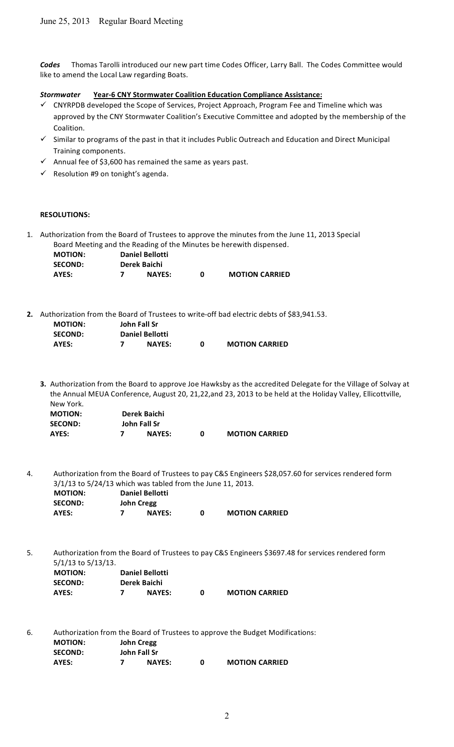June 25, 2013 Regular Board Meeting

***Codes*** Thomas Tarolli introduced our new part time Codes Officer, Larry Ball. The Codes Committee would like to amend the Local Law regarding Boats.

***Stormwater*** **Year-6 CNY Stormwater Coalition Education Compliance Assistance:**

- ✓ CNYRPDB developed the Scope of Services, Project Approach, Program Fee and Timeline which was approved by the CNY Stormwater Coalition's Executive Committee and adopted by the membership of the Coalition.
- ✓ Similar to programs of the past in that it includes Public Outreach and Education and Direct Municipal Training components.
- ✓ Annual fee of $3,600 has remained the same as years past.
- ✓ Resolution #9 on tonight's agenda.

**RESOLUTIONS:**

1. Authorization from the Board of Trustees to approve the minutes from the June 11, 2013 Special Board Meeting and the Reading of the Minutes be herewith dispensed.

   **MOTION:** **Daniel Bellotti**
   **SECOND:** **Derek Baichi**
   **AYES:** **7** **NAYES:** **0** **MOTION CARRIED**

2. Authorization from the Board of Trustees to write-off bad electric debts of $83,941.53.

   **MOTION:** **John Fall Sr**
   **SECOND:** **Daniel Bellotti**
   **AYES:** **7** **NAYES:** **0** **MOTION CARRIED**

3. Authorization from the Board to approve Joe Hawksby as the accredited Delegate for the Village of Solvay at the Annual MEUA Conference, August 20, 21,22,and 23, 2013 to be held at the Holiday Valley, Ellicottville, New York.

   **MOTION:** **Derek Baichi**
   **SECOND:** **John Fall Sr**
   **AYES:** **7** **NAYES:** **0** **MOTION CARRIED**

4. Authorization from the Board of Trustees to pay C&S Engineers $28,057.60 for services rendered form 3/1/13 to 5/24/13 which was tabled from the June 11, 2013.

   **MOTION:** **Daniel Bellotti**
   **SECOND:** **John Cregg**
   **AYES:** **7** **NAYES:** **0** **MOTION CARRIED**

5. Authorization from the Board of Trustees to pay C&S Engineers $3697.48 for services rendered form 5/1/13 to 5/13/13.

   **MOTION:** **Daniel Bellotti**
   **SECOND:** **Derek Baichi**
   **AYES:** **7** **NAYES:** **0** **MOTION CARRIED**

6. Authorization from the Board of Trustees to approve the Budget Modifications:

   **MOTION:** **John Cregg**
   **SECOND:** **John Fall Sr**
   **AYES:** **7** **NAYES:** **0** **MOTION CARRIED**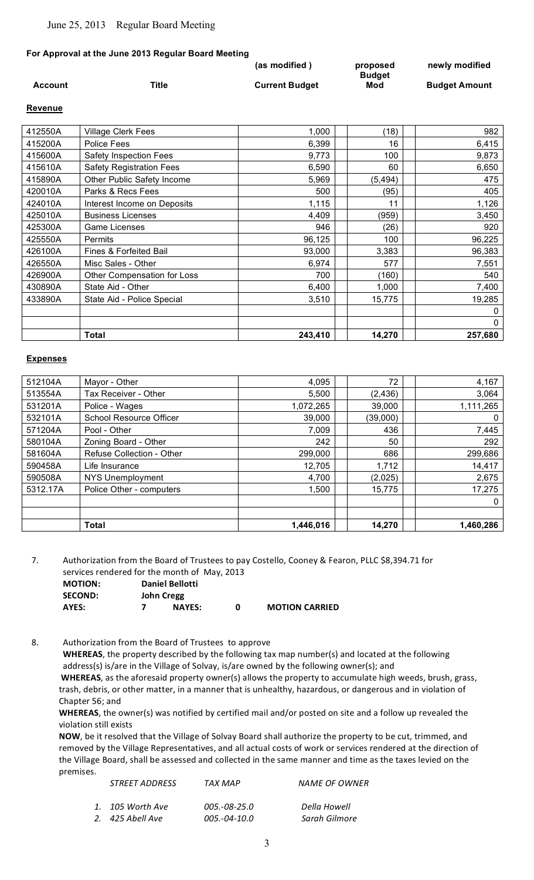June 25, 2013 Regular Board Meeting

**For Approval at the June 2013 Regular Board Meeting**

| Account | Title | (as modified ) Current Budget | proposed Budget Mod | newly modified Budget Amount |
|---|---|---|---|---|
| **Revenue** | | | | |
| 412550A | Village Clerk Fees | 1,000 | (18) | 982 |
| 415200A | Police Fees | 6,399 | 16 | 6,415 |
| 415600A | Safety Inspection Fees | 9,773 | 100 | 9,873 |
| 415610A | Safety Registration Fees | 6,590 | 60 | 6,650 |
| 415890A | Other Public Safety Income | 5,969 | (5,494) | 475 |
| 420010A | Parks & Recs Fees | 500 | (95) | 405 |
| 424010A | Interest Income on Deposits | 1,115 | 11 | 1,126 |
| 425010A | Business Licenses | 4,409 | (959) | 3,450 |
| 425300A | Game Licenses | 946 | (26) | 920 |
| 425550A | Permits | 96,125 | 100 | 96,225 |
| 426100A | Fines & Forfeited Bail | 93,000 | 3,383 | 96,383 |
| 426550A | Misc Sales - Other | 6,974 | 577 | 7,551 |
| 426900A | Other Compensation for Loss | 700 | (160) | 540 |
| 430890A | State Aid - Other | 6,400 | 1,000 | 7,400 |
| 433890A | State Aid - Police Special | 3,510 | 15,775 | 19,285 |
| | | | | 0 |
| | | | | 0 |
| | **Total** | **243,410** | **14,270** | **257,680** |

**Expenses**

| Account | Title | Current Budget | proposed Budget Mod | newly modified Budget Amount |
|---|---|---|---|---|
| 512104A | Mayor - Other | 4,095 | 72 | 4,167 |
| 513554A | Tax Receiver - Other | 5,500 | (2,436) | 3,064 |
| 531201A | Police - Wages | 1,072,265 | 39,000 | 1,111,265 |
| 532101A | School Resource Officer | 39,000 | (39,000) | 0 |
| 571204A | Pool - Other | 7,009 | 436 | 7,445 |
| 580104A | Zoning Board - Other | 242 | 50 | 292 |
| 581604A | Refuse Collection - Other | 299,000 | 686 | 299,686 |
| 590458A | Life Insurance | 12,705 | 1,712 | 14,417 |
| 590508A | NYS Unemployment | 4,700 | (2,025) | 2,675 |
| 5312.17A | Police Other - computers | 1,500 | 15,775 | 17,275 |
| | | | | 0 |
| | | | | |
| | **Total** | **1,446,016** | **14,270** | **1,460,286** |

7. Authorization from the Board of Trustees to pay Costello, Cooney & Fearon, PLLC $8,394.71 for services rendered for the month of May, 2013

   **MOTION:** **Daniel Bellotti**
   **SECOND:** **John Cregg**
   **AYES:** **7** **NAYES:** **0** **MOTION CARRIED**

8. Authorization from the Board of Trustees to approve

   **WHEREAS**, the property described by the following tax map number(s) and located at the following address(s) is/are in the Village of Solvay, is/are owned by the following owner(s); and

   **WHEREAS**, as the aforesaid property owner(s) allows the property to accumulate high weeds, brush, grass, trash, debris, or other matter, in a manner that is unhealthy, hazardous, or dangerous and in violation of Chapter 56; and

   **WHEREAS**, the owner(s) was notified by certified mail and/or posted on site and a follow up revealed the violation still exists

   **NOW**, be it resolved that the Village of Solvay Board shall authorize the property to be cut, trimmed, and removed by the Village Representatives, and all actual costs of work or services rendered at the direction of the Village Board, shall be assessed and collected in the same manner and time as the taxes levied on the premises.

| *STREET ADDRESS* | *TAX MAP* | *NAME OF OWNER* |
|---|---|---|
| *1. 105 Worth Ave* | *005.-08-25.0* | *Della Howell* |
| *2. 425 Abell Ave* | *005.-04-10.0* | *Sarah Gilmore* |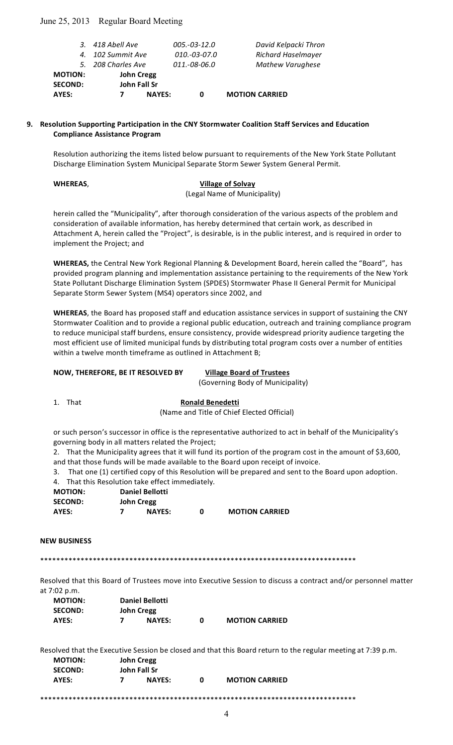| | | | |
|---|---|---|---|
| 3. | *418 Abell Ave* | *005.-03-12.0* | *David Kelpacki Thron* |
| 4. | *102 Summit Ave* | *010.-03-07.0* | *Richard Haselmayer* |
| 5. | *208 Charles Ave* | *011.-08-06.0* | *Mathew Varughese* |

**MOTION:** **John Cregg**
**SECOND:** **John Fall Sr**
**AYES:** **7** **NAYES:** **0** **MOTION CARRIED**

**9. Resolution Supporting Participation in the CNY Stormwater Coalition Staff Services and Education Compliance Assistance Program**

Resolution authorizing the items listed below pursuant to requirements of the New York State Pollutant Discharge Elimination System Municipal Separate Storm Sewer System General Permit.

**WHEREAS**, **Village of Solvay**
(Legal Name of Municipality)

herein called the "Municipality", after thorough consideration of the various aspects of the problem and consideration of available information, has hereby determined that certain work, as described in Attachment A, herein called the "Project", is desirable, is in the public interest, and is required in order to implement the Project; and

**WHEREAS,** the Central New York Regional Planning & Development Board, herein called the "Board", has provided program planning and implementation assistance pertaining to the requirements of the New York State Pollutant Discharge Elimination System (SPDES) Stormwater Phase II General Permit for Municipal Separate Storm Sewer System (MS4) operators since 2002, and

**WHEREAS**, the Board has proposed staff and education assistance services in support of sustaining the CNY Stormwater Coalition and to provide a regional public education, outreach and training compliance program to reduce municipal staff burdens, ensure consistency, provide widespread priority audience targeting the most efficient use of limited municipal funds by distributing total program costs over a number of entities within a twelve month timeframe as outlined in Attachment B;

**NOW, THEREFORE, BE IT RESOLVED BY** **Village Board of Trustees**
(Governing Body of Municipality)

1. That **Ronald Benedetti**
(Name and Title of Chief Elected Official)

or such person's successor in office is the representative authorized to act in behalf of the Municipality's governing body in all matters related the Project;

2. That the Municipality agrees that it will fund its portion of the program cost in the amount of $3,600, and that those funds will be made available to the Board upon receipt of invoice.
3. That one (1) certified copy of this Resolution will be prepared and sent to the Board upon adoption.
4. That this Resolution take effect immediately.

**MOTION:** **Daniel Bellotti**
**SECOND:** **John Cregg**
**AYES:** **7** **NAYES:** **0** **MOTION CARRIED**

**NEW BUSINESS**

*******************************************************************************

Resolved that this Board of Trustees move into Executive Session to discuss a contract and/or personnel matter at 7:02 p.m.

**MOTION:** **Daniel Bellotti**
**SECOND:** **John Cregg**
**AYES:** **7** **NAYES:** **0** **MOTION CARRIED**

Resolved that the Executive Session be closed and that this Board return to the regular meeting at 7:39 p.m.

**MOTION:** **John Cregg**
**SECOND:** **John Fall Sr**
**AYES:** **7** **NAYES:** **0** **MOTION CARRIED**

*******************************************************************************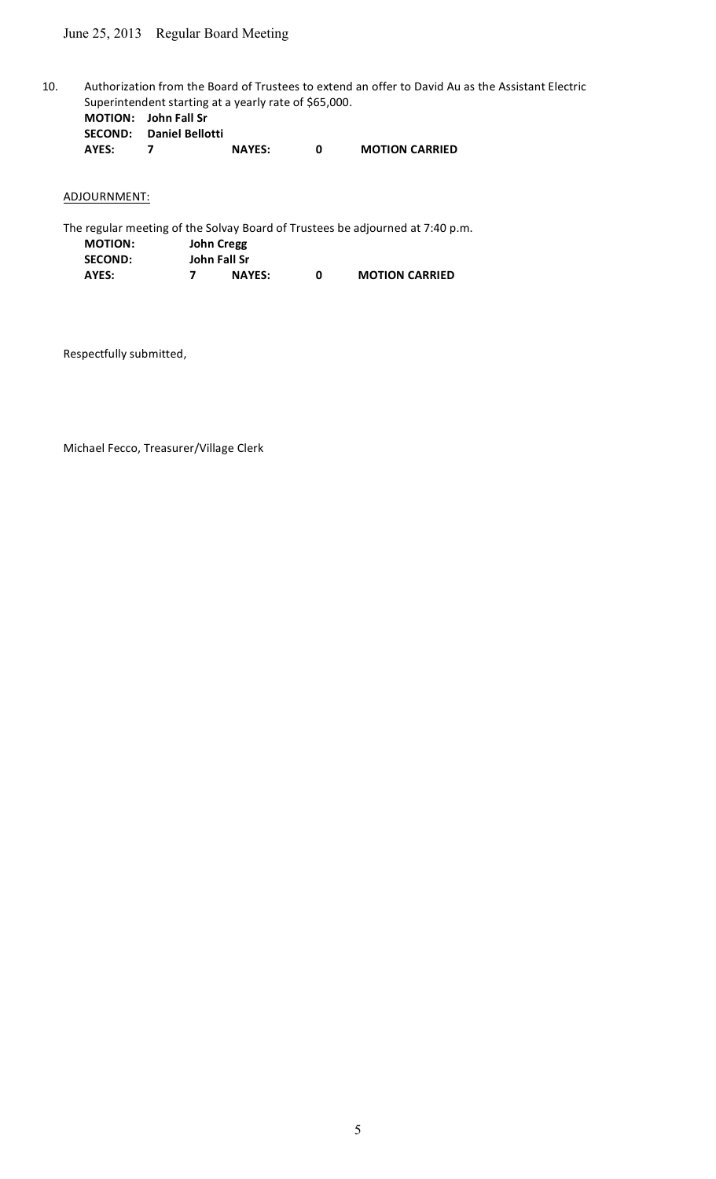10. Authorization from the Board of Trustees to extend an offer to David Au as the Assistant Electric Superintendent starting at a yearly rate of $65,000.

**MOTION:** **John Fall Sr**
**SECOND:** **Daniel Bellotti**
**AYES:** **7** **NAYES:** **0** **MOTION CARRIED**

ADJOURNMENT:

The regular meeting of the Solvay Board of Trustees be adjourned at 7:40 p.m.

**MOTION:** **John Cregg**
**SECOND:** **John Fall Sr**
**AYES:** **7** **NAYES:** **0** **MOTION CARRIED**

Respectfully submitted,

Michael Fecco, Treasurer/Village Clerk